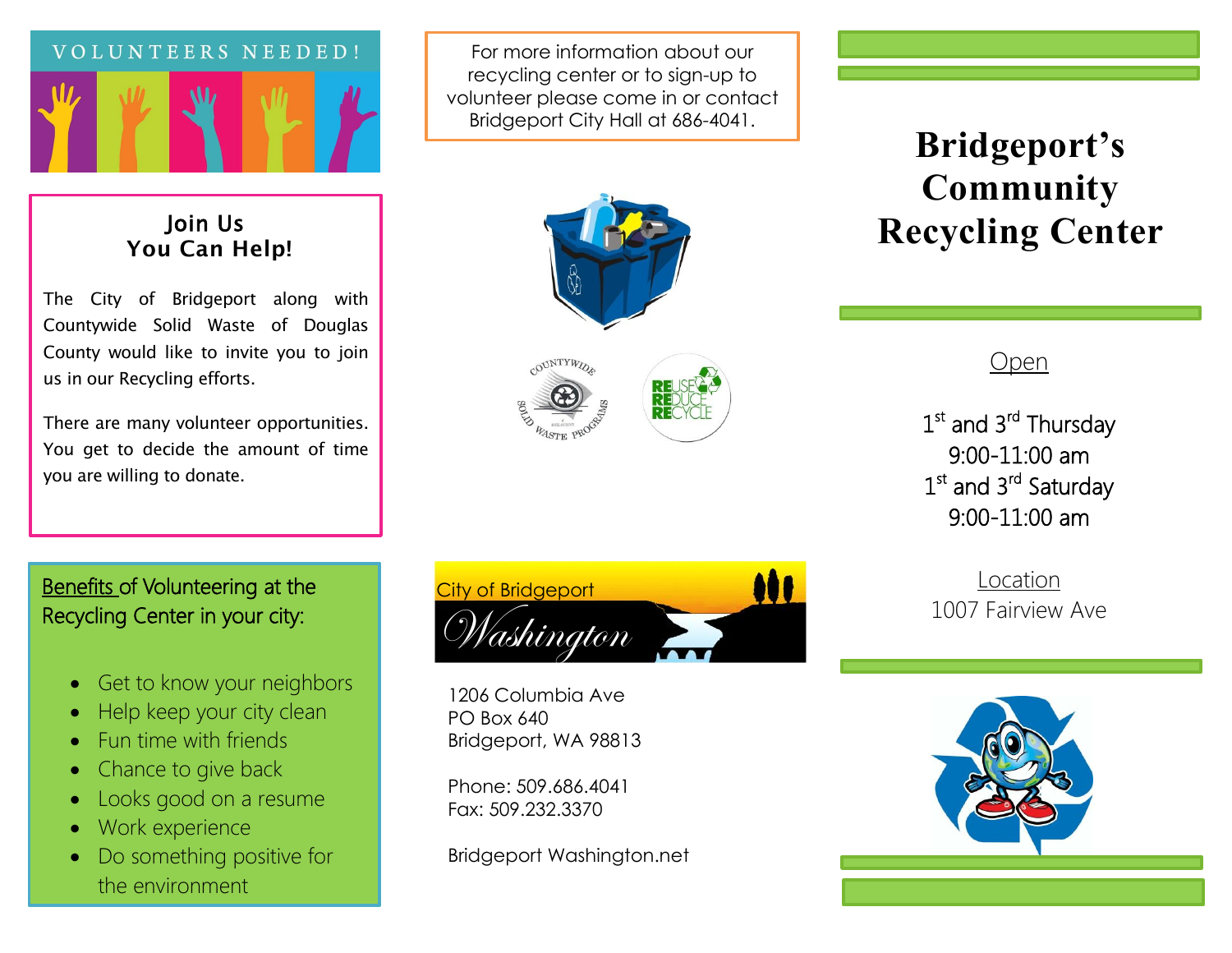VOLUNTEERS NEEDED!

## Join Us
## You Can Help!

The City of Bridgeport along with Countywide Solid Waste of Douglas County would like to invite you to join us in our Recycling efforts.

There are many volunteer opportunities. You get to decide the amount of time you are willing to donate.

**Benefits of Volunteering at the Recycling Center in your city:**

- Get to know your neighbors
- Help keep your city clean
- Fun time with friends
- Chance to give back
- Looks good on a resume
- Work experience
- Do something positive for the environment

For more information about our recycling center or to sign-up to volunteer please come in or contact Bridgeport City Hall at 686-4041.

City of Bridgeport
Washington

1206 Columbia Ave
PO Box 640
Bridgeport, WA 98813

Phone: 509.686.4041
Fax: 509.232.3370

Bridgeport Washington.net

# Bridgeport's Community Recycling Center

Open

1st and 3rd Thursday
9:00-11:00 am
1st and 3rd Saturday
9:00-11:00 am

Location
1007 Fairview Ave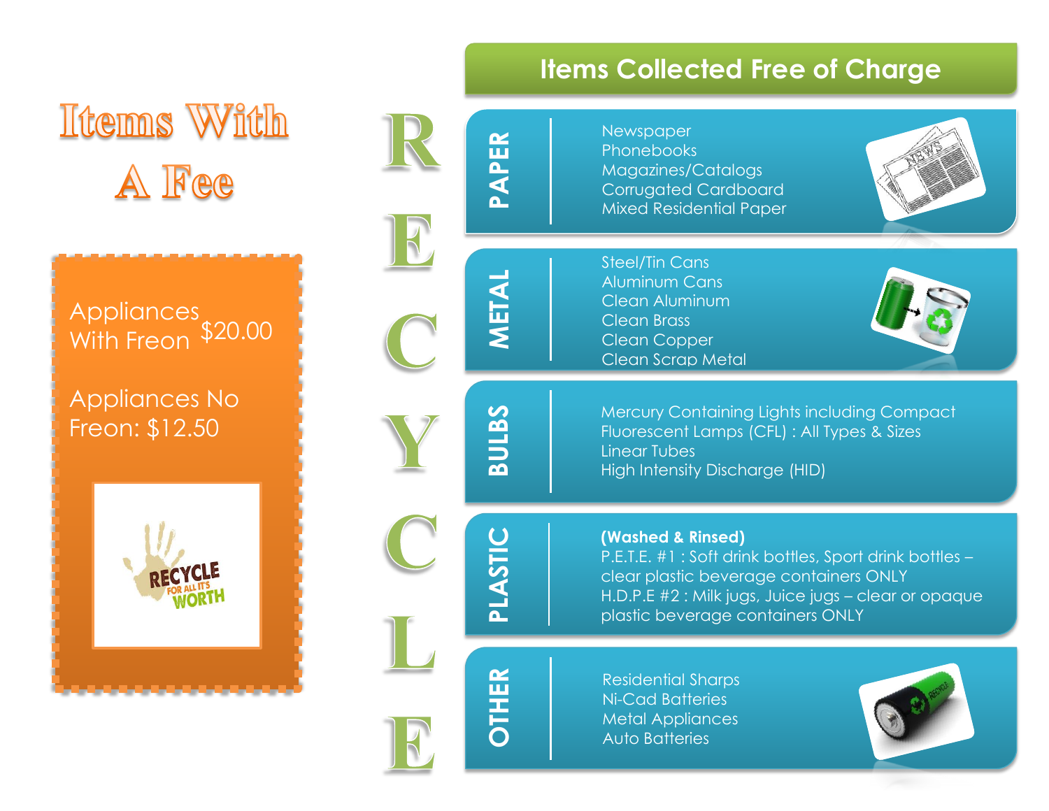# Items With A Fee

Appliances With Freon $20.00

Appliances No Freon: $12.50

RECYCLE FOR ALL IT'S WORTH

R E C Y C L E

## Items Collected Free of Charge

### PAPER

- Newspaper
- Phonebooks
- Magazines/Catalogs
- Corrugated Cardboard
- Mixed Residential Paper

### METAL

- Steel/Tin Cans
- Aluminum Cans
- Clean Aluminum
- Clean Brass
- Clean Copper
- Clean Scrap Metal

### BULBS

Mercury Containing Lights including Compact Fluorescent Lamps (CFL) : All Types & Sizes
Linear Tubes
High Intensity Discharge (HID)

### PLASTIC

**(Washed & Rinsed)**
P.E.T.E. #1 : Soft drink bottles, Sport drink bottles – clear plastic beverage containers ONLY
H.D.P.E #2 : Milk jugs, Juice jugs – clear or opaque plastic beverage containers ONLY

### OTHER

- Residential Sharps
- Ni-Cad Batteries
- Metal Appliances
- Auto Batteries